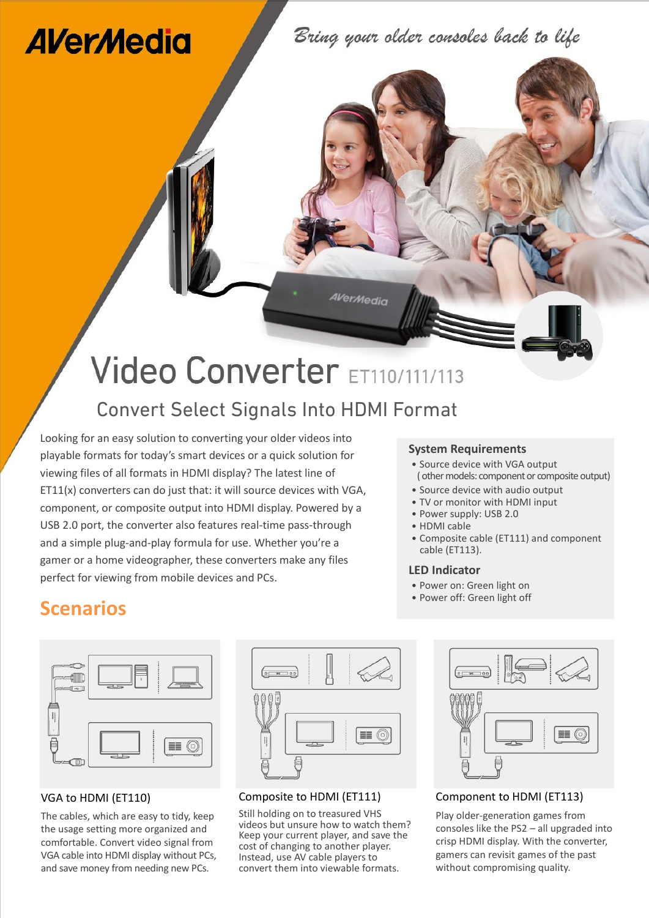AVerMedia

*Bring your older consoles back to life*

# Video Converter ET110/111/113

## Convert Select Signals Into HDMI Format

Looking for an easy solution to converting your older videos into playable formats for today's smart devices or a quick solution for viewing files of all formats in HDMI display? The latest line of ET11(x) converters can do just that: it will source devices with VGA, component, or composite output into HDMI display. Powered by a USB 2.0 port, the converter also features real-time pass-through and a simple plug-and-play formula for use. Whether you're a gamer or a home videographer, these converters make any files perfect for viewing from mobile devices and PCs.

### System Requirements

- Source device with VGA output
  ( other models: component or composite output)
- Source device with audio output
- TV or monitor with HDMI input
- Power supply: USB 2.0
- HDMI cable
- Composite cable (ET111) and component cable (ET113).

### LED Indicator

- Power on: Green light on
- Power off: Green light off

## Scenarios

### VGA to HDMI (ET110)

The cables, which are easy to tidy, keep the usage setting more organized and comfortable. Convert video signal from VGA cable into HDMI display without PCs, and save money from needing new PCs.

### Composite to HDMI (ET111)

Still holding on to treasured VHS videos but unsure how to watch them? Keep your current player, and save the cost of changing to another player. Instead, use AV cable players to convert them into viewable formats.

### Component to HDMI (ET113)

Play older-generation games from consoles like the PS2 – all upgraded into crisp HDMI display. With the converter, gamers can revisit games of the past without compromising quality.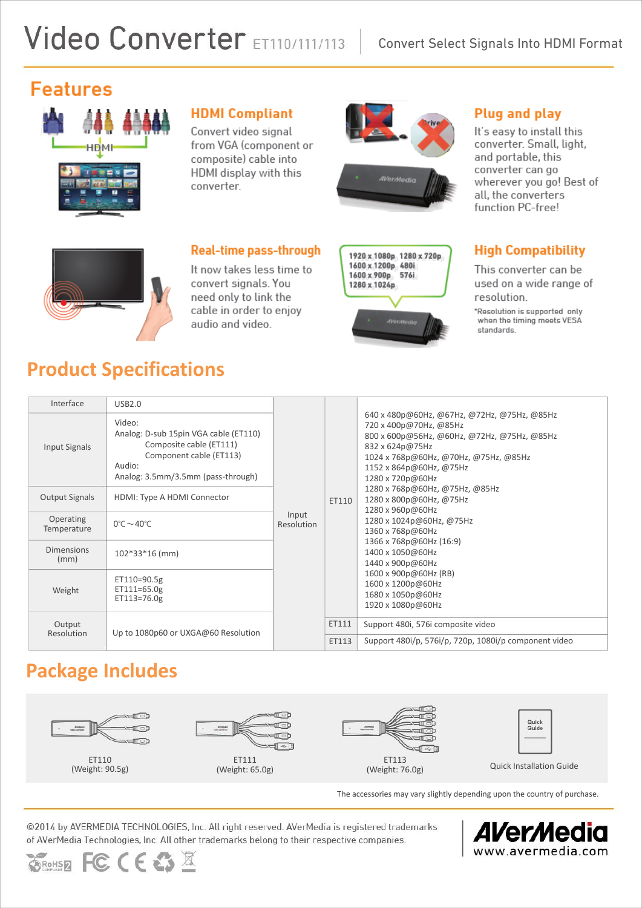# Video Converter ET110/111/113

Convert Select Signals Into HDMI Format

## Features

### HDMI Compliant

Convert video signal from VGA (component or composite) cable into HDMI display with this converter.

### Plug and play

It's easy to install this converter. Small, light, and portable, this converter can go wherever you go! Best of all, the converters function PC-free!

### Real-time pass-through

It now takes less time to convert signals. You need only to link the cable in order to enjoy audio and video.

### High Compatibility

This converter can be used on a wide range of resolution.

*Resolution is supported only when the timing meets VESA standards.

## Product Specifications

| | |
|---|---|
| Interface | USB2.0 |
| Input Signals | Video:<br>Analog: D-sub 15pin VGA cable (ET110)<br>Composite cable (ET111)<br>Component cable (ET113)<br>Audio:<br>Analog: 3.5mm/3.5mm (pass-through) |
| Output Signals | HDMI: Type A HDMI Connector |
| Operating Temperature | 0℃～40℃ |
| Dimensions (mm) | 102*33*16 (mm) |
| Weight | ET110=90.5g<br>ET111=65.0g<br>ET113=76.0g |
| Output Resolution | Up to 1080p60 or UXGA@60 Resolution |

| Input Resolution | | |
|---|---|---|
| | ET110 | 640 x 480p@60Hz, @67Hz, @72Hz, @75Hz, @85Hz<br>720 x 400p@70Hz, @85Hz<br>800 x 600p@56Hz, @60Hz, @72Hz, @75Hz, @85Hz<br>832 x 624p@75Hz<br>1024 x 768p@60Hz, @70Hz, @75Hz, @85Hz<br>1152 x 864p@60Hz, @75Hz<br>1280 x 720p@60Hz<br>1280 x 768p@60Hz, @75Hz, @85Hz<br>1280 x 800p@60Hz, @75Hz<br>1280 x 960p@60Hz<br>1280 x 1024p@60Hz, @75Hz<br>1360 x 768p@60Hz<br>1366 x 768p@60Hz (16:9)<br>1400 x 1050@60Hz<br>1440 x 900p@60Hz<br>1600 x 900p@60Hz (RB)<br>1600 x 1200p@60Hz<br>1680 x 1050p@60Hz<br>1920 x 1080p@60Hz |
| | ET111 | Support 480i, 576i composite video |
| | ET113 | Support 480i/p, 576i/p, 720p, 1080i/p component video |

## Package Includes

- ET110 (Weight: 90.5g)
- ET111 (Weight: 65.0g)
- ET113 (Weight: 76.0g)
- Quick Installation Guide

The accessories may vary slightly depending upon the country of purchase.

©2014 by AVERMEDIA TECHNOLOGIES, Inc. All right reserved. AVerMedia is registered trademarks of AVerMedia Technologies, Inc. All other trademarks belong to their respective companies.

AVerMedia
www.avermedia.com